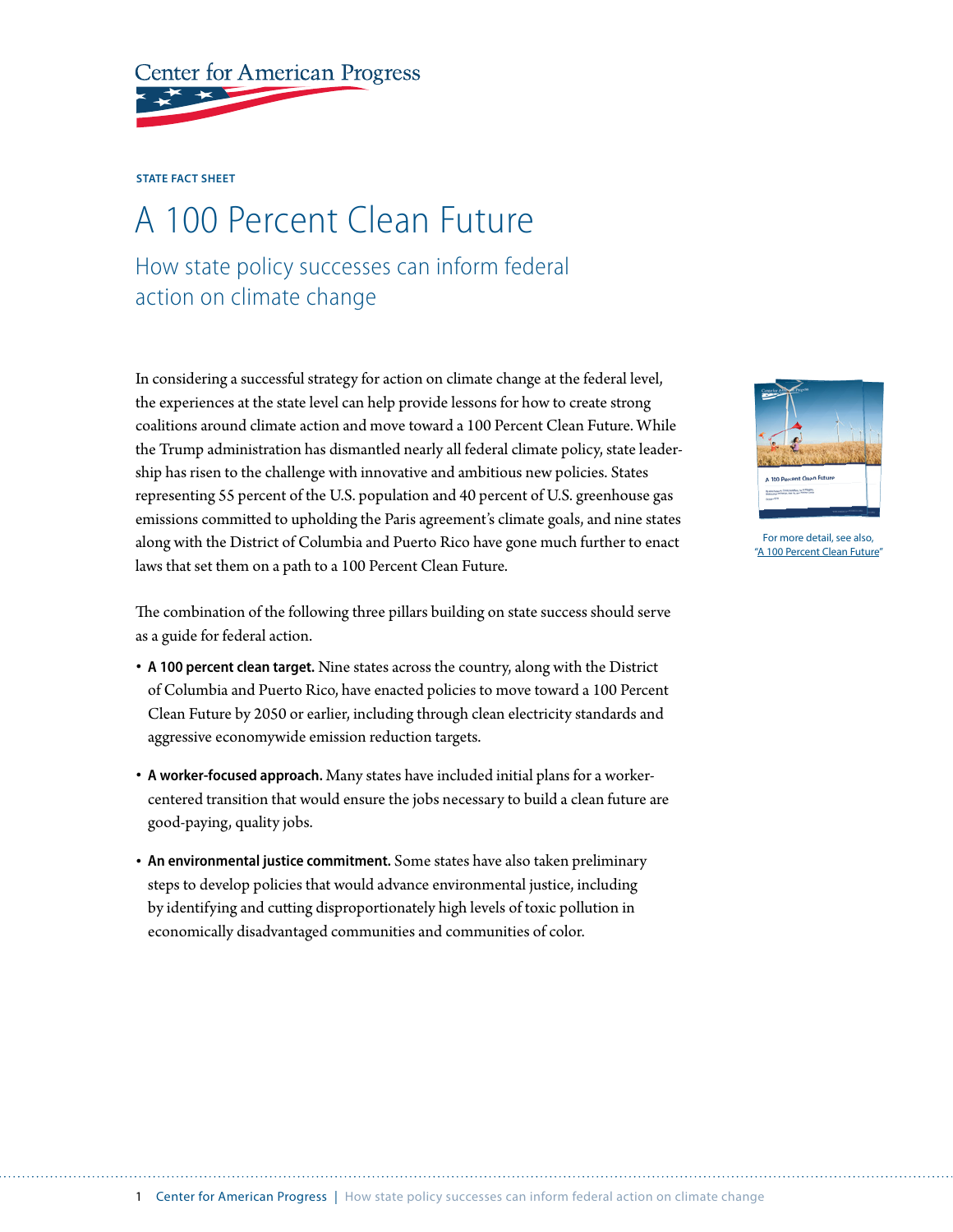Center for American Progress

STATE FACT SHEET

# A 100 Percent Clean Future

## How state policy successes can inform federal action on climate change

In considering a successful strategy for action on climate change at the federal level, the experiences at the state level can help provide lessons for how to create strong coalitions around climate action and move toward a 100 Percent Clean Future. While the Trump administration has dismantled nearly all federal climate policy, state leadership has risen to the challenge with innovative and ambitious new policies. States representing 55 percent of the U.S. population and 40 percent of U.S. greenhouse gas emissions committed to upholding the Paris agreement's climate goals, and nine states along with the District of Columbia and Puerto Rico have gone much further to enact laws that set them on a path to a 100 Percent Clean Future.

For more detail, see also, "A 100 Percent Clean Future"

The combination of the following three pillars building on state success should serve as a guide for federal action.

- **A 100 percent clean target.** Nine states across the country, along with the District of Columbia and Puerto Rico, have enacted policies to move toward a 100 Percent Clean Future by 2050 or earlier, including through clean electricity standards and aggressive economywide emission reduction targets.
- **A worker-focused approach.** Many states have included initial plans for a worker-centered transition that would ensure the jobs necessary to build a clean future are good-paying, quality jobs.
- **An environmental justice commitment.** Some states have also taken preliminary steps to develop policies that would advance environmental justice, including by identifying and cutting disproportionately high levels of toxic pollution in economically disadvantaged communities and communities of color.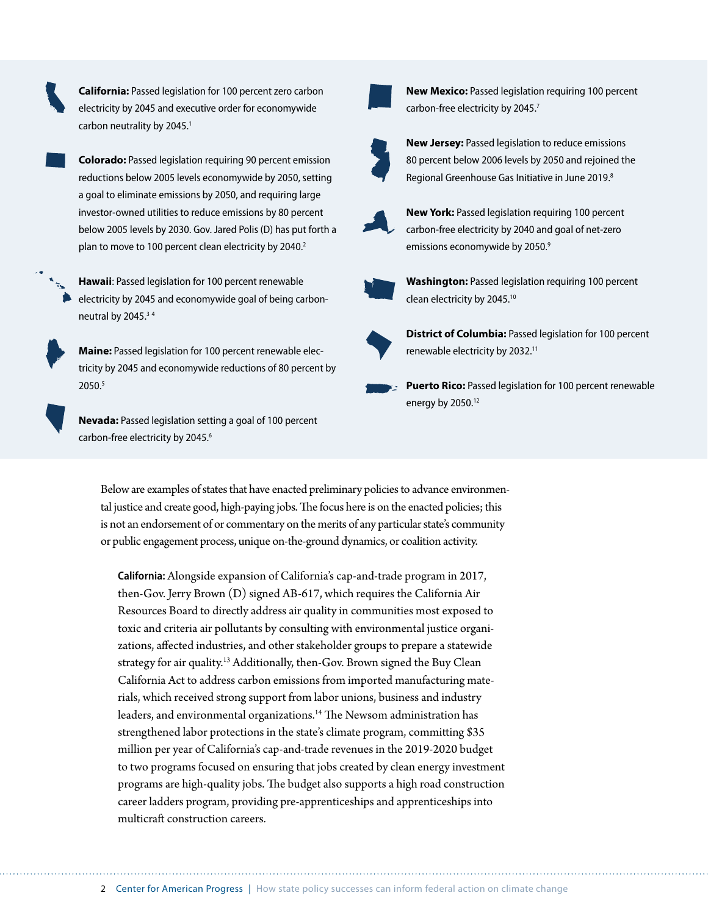**California:** Passed legislation for 100 percent zero carbon electricity by 2045 and executive order for economywide carbon neutrality by 2045.[1]

**Colorado:** Passed legislation requiring 90 percent emission reductions below 2005 levels economywide by 2050, setting a goal to eliminate emissions by 2050, and requiring large investor-owned utilities to reduce emissions by 80 percent below 2005 levels by 2030. Gov. Jared Polis (D) has put forth a plan to move to 100 percent clean electricity by 2040.[2]

**Hawaii**: Passed legislation for 100 percent renewable electricity by 2045 and economywide goal of being carbon-neutral by 2045.[3,4]

**Maine:** Passed legislation for 100 percent renewable electricity by 2045 and economywide reductions of 80 percent by 2050.[5]

**Nevada:** Passed legislation setting a goal of 100 percent carbon-free electricity by 2045.[6]

**New Mexico:** Passed legislation requiring 100 percent carbon-free electricity by 2045.[7]

**New Jersey:** Passed legislation to reduce emissions 80 percent below 2006 levels by 2050 and rejoined the Regional Greenhouse Gas Initiative in June 2019.[8]

**New York:** Passed legislation requiring 100 percent carbon-free electricity by 2040 and goal of net-zero emissions economywide by 2050.[9]

**Washington:** Passed legislation requiring 100 percent clean electricity by 2045.[10]

**District of Columbia:** Passed legislation for 100 percent renewable electricity by 2032.[11]

**Puerto Rico:** Passed legislation for 100 percent renewable energy by 2050.[12]

Below are examples of states that have enacted preliminary policies to advance environmental justice and create good, high-paying jobs. The focus here is on the enacted policies; this is not an endorsement of or commentary on the merits of any particular state's community or public engagement process, unique on-the-ground dynamics, or coalition activity.

**California:** Alongside expansion of California's cap-and-trade program in 2017, then-Gov. Jerry Brown (D) signed AB-617, which requires the California Air Resources Board to directly address air quality in communities most exposed to toxic and criteria air pollutants by consulting with environmental justice organizations, affected industries, and other stakeholder groups to prepare a statewide strategy for air quality.[13] Additionally, then-Gov. Brown signed the Buy Clean California Act to address carbon emissions from imported manufacturing materials, which received strong support from labor unions, business and industry leaders, and environmental organizations.[14] The Newsom administration has strengthened labor protections in the state's climate program, committing $35 million per year of California's cap-and-trade revenues in the 2019-2020 budget to two programs focused on ensuring that jobs created by clean energy investment programs are high-quality jobs. The budget also supports a high road construction career ladders program, providing pre-apprenticeships and apprenticeships into multicraft construction careers.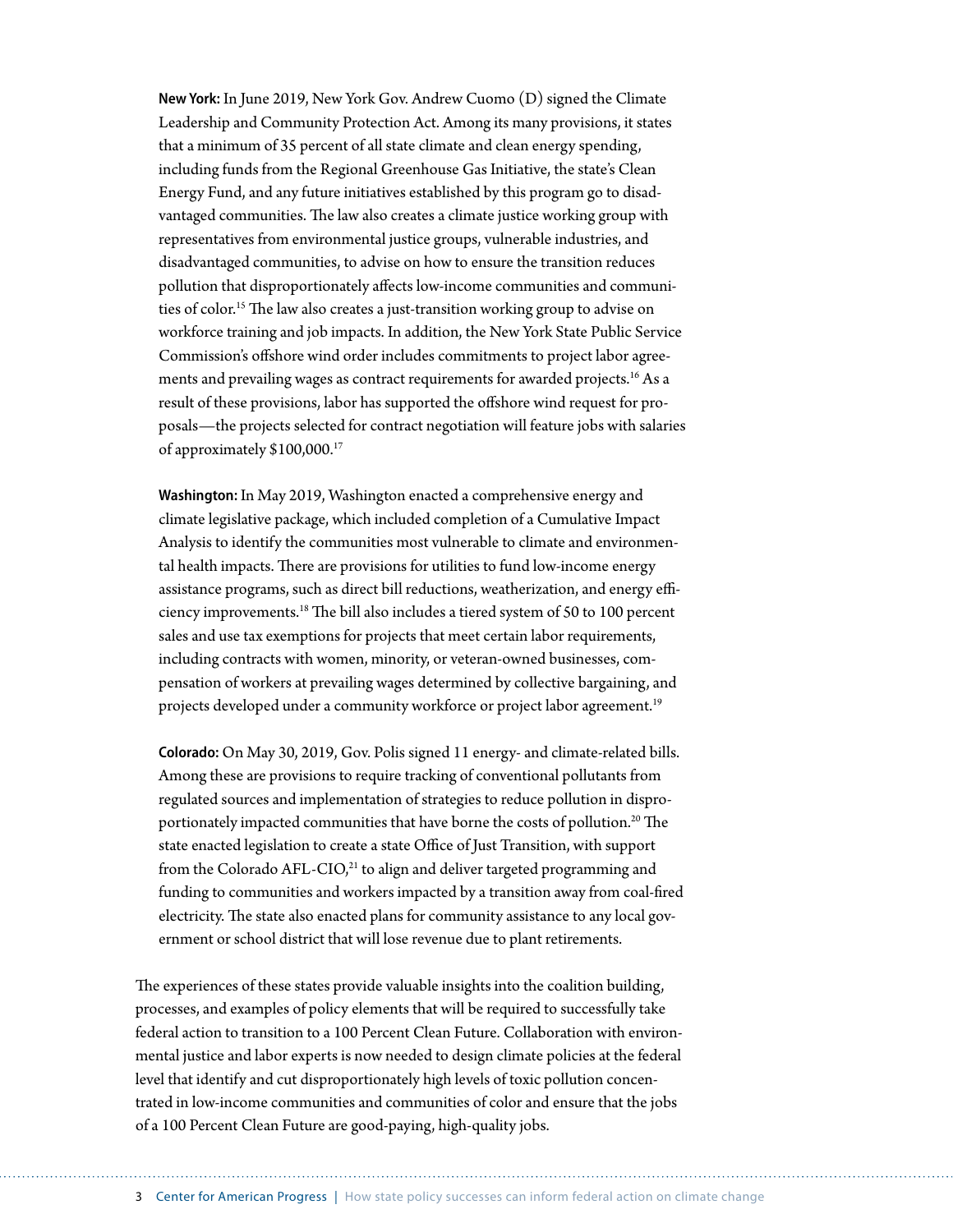**New York:** In June 2019, New York Gov. Andrew Cuomo (D) signed the Climate Leadership and Community Protection Act. Among its many provisions, it states that a minimum of 35 percent of all state climate and clean energy spending, including funds from the Regional Greenhouse Gas Initiative, the state's Clean Energy Fund, and any future initiatives established by this program go to disadvantaged communities. The law also creates a climate justice working group with representatives from environmental justice groups, vulnerable industries, and disadvantaged communities, to advise on how to ensure the transition reduces pollution that disproportionately affects low-income communities and communities of color.[15] The law also creates a just-transition working group to advise on workforce training and job impacts. In addition, the New York State Public Service Commission's offshore wind order includes commitments to project labor agreements and prevailing wages as contract requirements for awarded projects.[16] As a result of these provisions, labor has supported the offshore wind request for proposals—the projects selected for contract negotiation will feature jobs with salaries of approximately $100,000.[17]

**Washington:** In May 2019, Washington enacted a comprehensive energy and climate legislative package, which included completion of a Cumulative Impact Analysis to identify the communities most vulnerable to climate and environmental health impacts. There are provisions for utilities to fund low-income energy assistance programs, such as direct bill reductions, weatherization, and energy efficiency improvements.[18] The bill also includes a tiered system of 50 to 100 percent sales and use tax exemptions for projects that meet certain labor requirements, including contracts with women, minority, or veteran-owned businesses, compensation of workers at prevailing wages determined by collective bargaining, and projects developed under a community workforce or project labor agreement.[19]

**Colorado:** On May 30, 2019, Gov. Polis signed 11 energy- and climate-related bills. Among these are provisions to require tracking of conventional pollutants from regulated sources and implementation of strategies to reduce pollution in disproportionately impacted communities that have borne the costs of pollution.[20] The state enacted legislation to create a state Office of Just Transition, with support from the Colorado AFL-CIO,[21] to align and deliver targeted programming and funding to communities and workers impacted by a transition away from coal-fired electricity. The state also enacted plans for community assistance to any local government or school district that will lose revenue due to plant retirements.

The experiences of these states provide valuable insights into the coalition building, processes, and examples of policy elements that will be required to successfully take federal action to transition to a 100 Percent Clean Future. Collaboration with environmental justice and labor experts is now needed to design climate policies at the federal level that identify and cut disproportionately high levels of toxic pollution concentrated in low-income communities and communities of color and ensure that the jobs of a 100 Percent Clean Future are good-paying, high-quality jobs.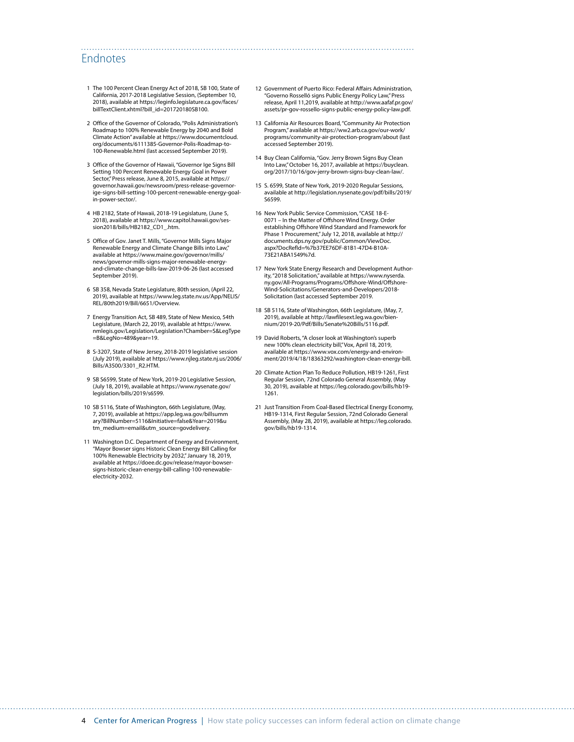## Endnotes

1. The 100 Percent Clean Energy Act of 2018, SB 100, State of California, 2017-2018 Legislative Session, (September 10, 2018), available at https://leginfo.legislature.ca.gov/faces/billTextClient.xhtml?bill_id=201720180SB100.

2. Office of the Governor of Colorado, "Polis Administration's Roadmap to 100% Renewable Energy by 2040 and Bold Climate Action" available at https://www.documentcloud.org/documents/6111385-Governor-Polis-Roadmap-to-100-Renewable.html (last accessed September 2019).

3. Office of the Governor of Hawaii, "Governor Ige Signs Bill Setting 100 Percent Renewable Energy Goal in Power Sector," Press release, June 8, 2015, available at https://governor.hawaii.gov/newsroom/press-release-governor-ige-signs-bill-setting-100-percent-renewable-energy-goal-in-power-sector/.

4. HB 2182, State of Hawaii, 2018-19 Legislature, (June 5, 2018), available at https://www.capitol.hawaii.gov/session2018/bills/HB2182_CD1_.htm.

5. Office of Gov. Janet T. Mills, "Governor Mills Signs Major Renewable Energy and Climate Change Bills into Law," available at https://www.maine.gov/governor/mills/news/governor-mills-signs-major-renewable-energy-and-climate-change-bills-law-2019-06-26 (last accessed September 2019).

6. SB 358, Nevada State Legislature, 80th session, (April 22, 2019), available at https://www.leg.state.nv.us/App/NELIS/REL/80th2019/Bill/6651/Overview.

7. Energy Transition Act, SB 489, State of New Mexico, 54th Legislature, (March 22, 2019), available at https://www.nmlegis.gov/Legislation/Legislation?Chamber=S&LegType=B&LegNo=489&year=19.

8. S-3207, State of New Jersey, 2018-2019 legislative session (July 2019), available at https://www.njleg.state.nj.us/2006/Bills/A3500/3301_R2.HTM.

9. SB S6599, State of New York, 2019-20 Legislative Session, (July 18, 2019), available at https://www.nysenate.gov/legislation/bills/2019/s6599.

10. SB 5116, State of Washington, 66th Legislature, (May, 7, 2019), available at https://app.leg.wa.gov/billsummary?BillNumber=5116&Initiative=false&Year=2019&utm_medium=email&utm_source=govdelivery.

11. Washington D.C. Department of Energy and Environment, "Mayor Bowser signs Historic Clean Energy Bill Calling for 100% Renewable Electricity by 2032," January 18, 2019, available at https://doee.dc.gov/release/mayor-bowser-signs-historic-clean-energy-bill-calling-100-renewable-electricity-2032.

12. Government of Puerto Rico: Federal Affairs Administration, "Governo Rosselló signs Public Energy Policy Law," Press release, April 11,2019, available at http://www.aafaf.pr.gov/assets/pr-gov-rossello-signs-public-energy-policy-law.pdf.

13. California Air Resources Board, "Community Air Protection Program," available at https://ww2.arb.ca.gov/our-work/programs/community-air-protection-program/about (last accessed September 2019).

14. Buy Clean California, "Gov. Jerry Brown Signs Buy Clean Into Law," October 16, 2017, available at https://buyclean.org/2017/10/16/gov-jerry-brown-signs-buy-clean-law/.

15. S. 6599, State of New York, 2019-2020 Regular Sessions, available at http://legislation.nysenate.gov/pdf/bills/2019/S6599.

16. New York Public Service Commission, "CASE 18-E-0071 – In the Matter of Offshore Wind Energy. Order establishing Offshore Wind Standard and Framework for Phase 1 Procurement," July 12, 2018, available at http://documents.dps.ny.gov/public/Common/ViewDoc.aspx?DocRefId=%7b37EE76DF-81B1-47D4-B10A-73E21ABA1549%7d.

17. New York State Energy Research and Development Authority, "2018 Solicitation," available at https://www.nyserda.ny.gov/All-Programs/Programs/Offshore-Wind/Offshore-Wind-Solicitations/Generators-and-Developers/2018-Solicitation (last accessed September 2019.

18. SB 5116, State of Washington, 66th Legislature, (May, 7, 2019), available at http://lawfilesext.leg.wa.gov/biennium/2019-20/Pdf/Bills/Senate%20Bills/5116.pdf.

19. David Roberts, "A closer look at Washington's superb new 100% clean electricity bill," Vox, April 18, 2019, available at https://www.vox.com/energy-and-environment/2019/4/18/18363292/washington-clean-energy-bill.

20. Climate Action Plan To Reduce Pollution, HB19-1261, First Regular Session, 72nd Colorado General Assembly, (May 30, 2019), available at https://leg.colorado.gov/bills/hb19-1261.

21. Just Transition From Coal-Based Electrical Energy Economy, HB19-1314, First Regular Session, 72nd Colorado General Assembly, (May 28, 2019), available at https://leg.colorado.gov/bills/hb19-1314.